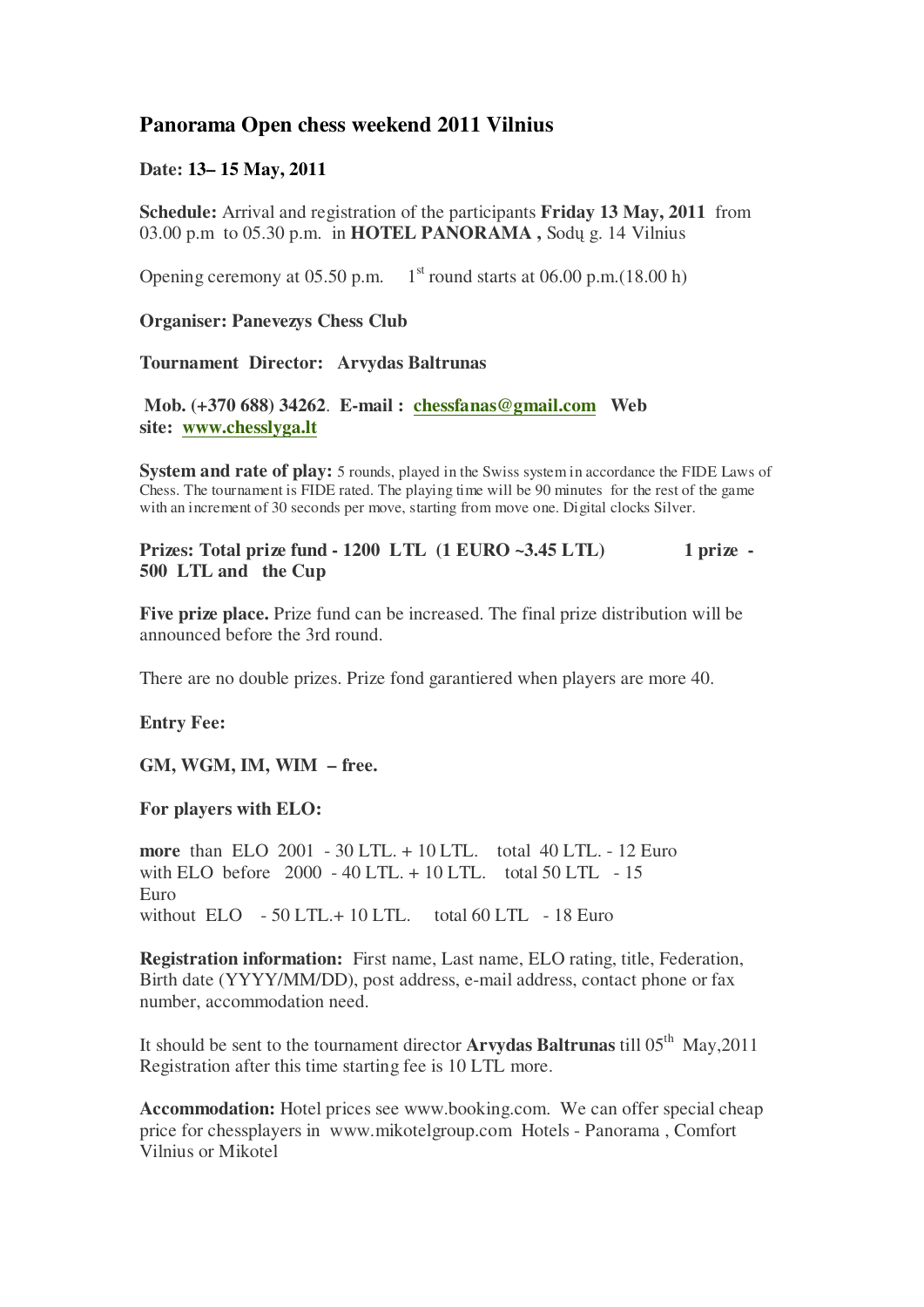# Panorama Open chess weekend 2011 Vilnius

**Date: 13– 15 May, 2011**

**Schedule:** Arrival and registration of the participants **Friday 13 May, 2011** from 03.00 p.m to 05.30 p.m. in **HOTEL PANORAMA ,** Sodų g. 14 Vilnius

Opening ceremony at 05.50 p.m. 1st round starts at 06.00 p.m.(18.00 h)

**Organiser: Panevezys Chess Club**

**Tournament Director: Arvydas Baltrunas**

**Mob. (+370 688) 34262**. **E-mail : chessfanas@gmail.com Web site: www.chesslyga.lt**

**System and rate of play:** 5 rounds, played in the Swiss system in accordance the FIDE Laws of Chess. The tournament is FIDE rated. The playing time will be 90 minutes for the rest of the game with an increment of 30 seconds per move, starting from move one. Digital clocks Silver.

**Prizes: Total prize fund - 1200 LTL (1 EURO ~3.45 LTL) 1 prize - 500 LTL and the Cup**

**Five prize place.** Prize fund can be increased. The final prize distribution will be announced before the 3rd round.

There are no double prizes. Prize fond garantiered when players are more 40.

**Entry Fee:**

**GM, WGM, IM, WIM – free.**

**For players with ELO:**

**more** than ELO 2001 - 30 LTL. + 10 LTL. total 40 LTL. - 12 Euro
with ELO before 2000 - 40 LTL. + 10 LTL. total 50 LTL - 15 Euro
without ELO - 50 LTL.+ 10 LTL. total 60 LTL - 18 Euro

**Registration information:** First name, Last name, ELO rating, title, Federation, Birth date (YYYY/MM/DD), post address, e-mail address, contact phone or fax number, accommodation need.

It should be sent to the tournament director **Arvydas Baltrunas** till 05th May,2011 Registration after this time starting fee is 10 LTL more.

**Accommodation:** Hotel prices see www.booking.com. We can offer special cheap price for chessplayers in www.mikotelgroup.com Hotels - Panorama , Comfort Vilnius or Mikotel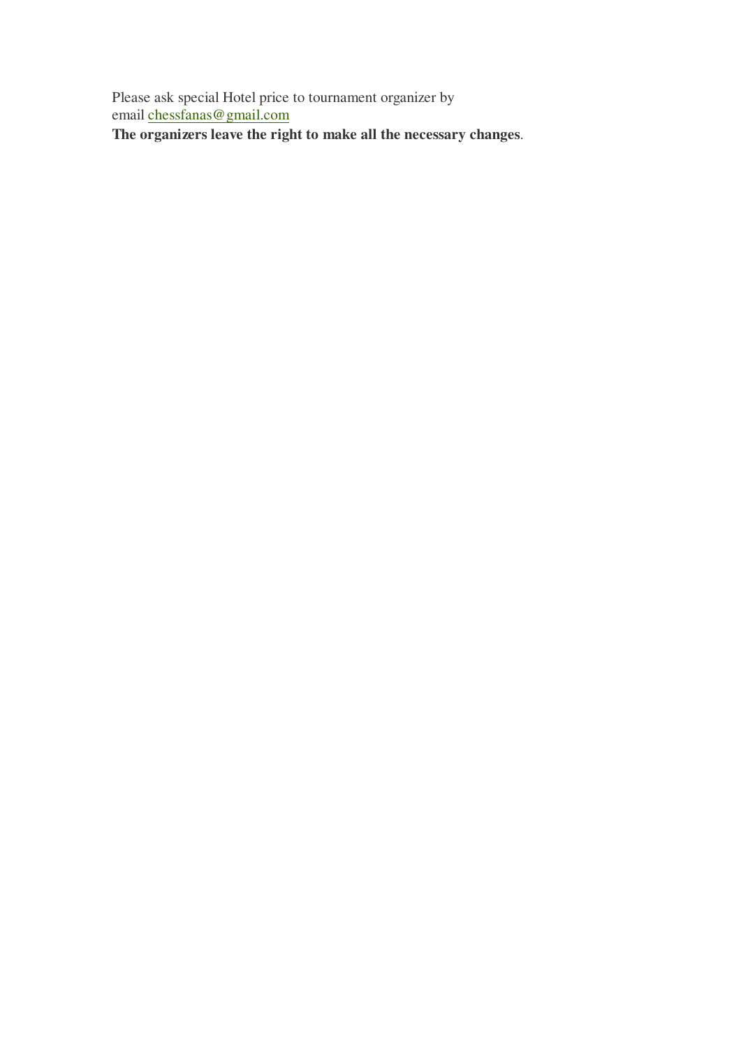Please ask special Hotel price to tournament organizer by email chessfanas@gmail.com

**The organizers leave the right to make all the necessary changes**.